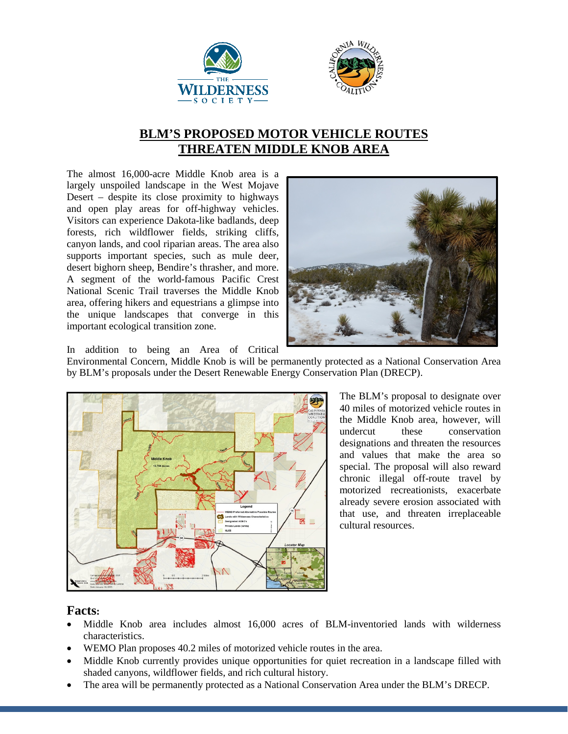# BLM'S PROPOSED MOTOR VEHICLE ROUTES THREATEN MIDDLE KNOB AREA

The almost 16,000-acre Middle Knob area is a largely unspoiled landscape in the West Mojave Desert – despite its close proximity to highways and open play areas for off-highway vehicles. Visitors can experience Dakota-like badlands, deep forests, rich wildflower fields, striking cliffs, canyon lands, and cool riparian areas. The area also supports important species, such as mule deer, desert bighorn sheep, Bendire's thrasher, and more. A segment of the world-famous Pacific Crest National Scenic Trail traverses the Middle Knob area, offering hikers and equestrians a glimpse into the unique landscapes that converge in this important ecological transition zone.

In addition to being an Area of Critical Environmental Concern, Middle Knob is will be permanently protected as a National Conservation Area by BLM's proposals under the Desert Renewable Energy Conservation Plan (DRECP).

The BLM's proposal to designate over 40 miles of motorized vehicle routes in the Middle Knob area, however, will undercut these conservation designations and threaten the resources and values that make the area so special. The proposal will also reward chronic illegal off-route travel by motorized recreationists, exacerbate already severe erosion associated with that use, and threaten irreplaceable cultural resources.

## Facts:

- Middle Knob area includes almost 16,000 acres of BLM-inventoried lands with wilderness characteristics.
- WEMO Plan proposes 40.2 miles of motorized vehicle routes in the area.
- Middle Knob currently provides unique opportunities for quiet recreation in a landscape filled with shaded canyons, wildflower fields, and rich cultural history.
- The area will be permanently protected as a National Conservation Area under the BLM's DRECP.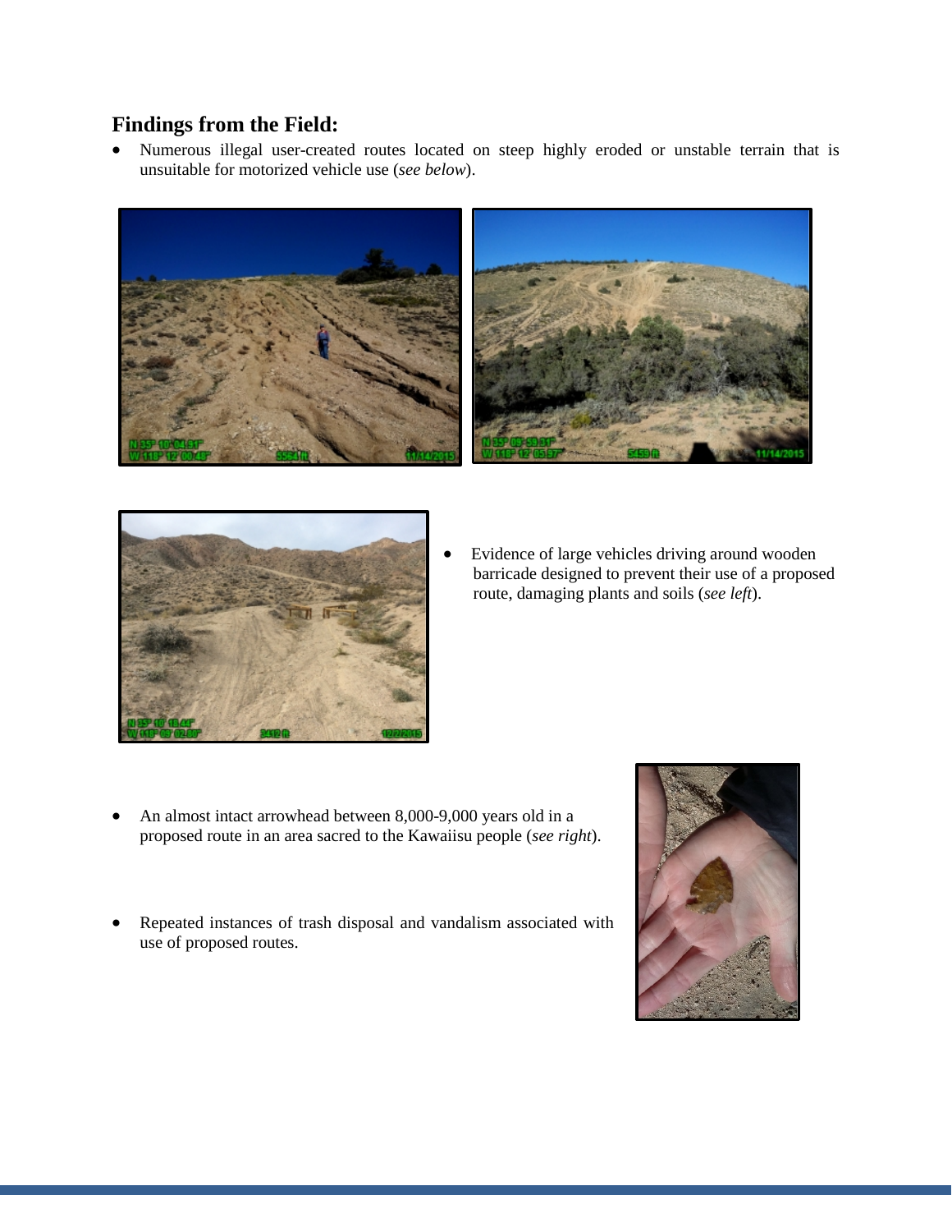## Findings from the Field:

- Numerous illegal user-created routes located on steep highly eroded or unstable terrain that is unsuitable for motorized vehicle use (*see below*).

- Evidence of large vehicles driving around wooden barricade designed to prevent their use of a proposed route, damaging plants and soils (*see left*).

- An almost intact arrowhead between 8,000-9,000 years old in a proposed route in an area sacred to the Kawaiisu people (*see right*).

- Repeated instances of trash disposal and vandalism associated with use of proposed routes.